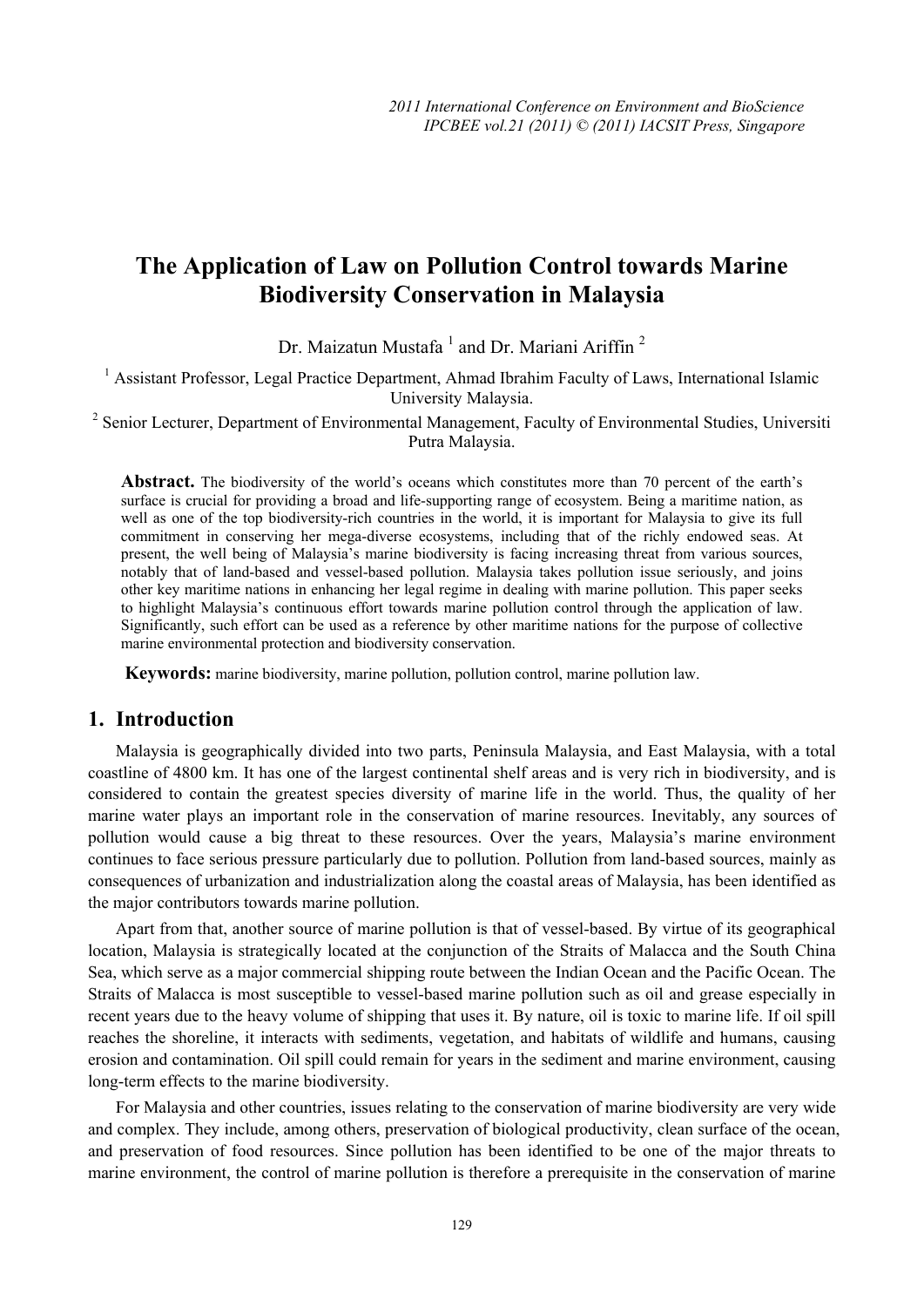# The Application of Law on Pollution Control towards Marine Biodiversity Conservation in Malaysia

Dr. Maizatun Mustafa [1] and Dr. Mariani Ariffin [2]

[1] Assistant Professor, Legal Practice Department, Ahmad Ibrahim Faculty of Laws, International Islamic University Malaysia.

[2] Senior Lecturer, Department of Environmental Management, Faculty of Environmental Studies, Universiti Putra Malaysia.

**Abstract.** The biodiversity of the world's oceans which constitutes more than 70 percent of the earth's surface is crucial for providing a broad and life-supporting range of ecosystem. Being a maritime nation, as well as one of the top biodiversity-rich countries in the world, it is important for Malaysia to give its full commitment in conserving her mega-diverse ecosystems, including that of the richly endowed seas. At present, the well being of Malaysia's marine biodiversity is facing increasing threat from various sources, notably that of land-based and vessel-based pollution. Malaysia takes pollution issue seriously, and joins other key maritime nations in enhancing her legal regime in dealing with marine pollution. This paper seeks to highlight Malaysia's continuous effort towards marine pollution control through the application of law. Significantly, such effort can be used as a reference by other maritime nations for the purpose of collective marine environmental protection and biodiversity conservation.

**Keywords:** marine biodiversity, marine pollution, pollution control, marine pollution law.

## 1. Introduction

Malaysia is geographically divided into two parts, Peninsula Malaysia, and East Malaysia, with a total coastline of 4800 km. It has one of the largest continental shelf areas and is very rich in biodiversity, and is considered to contain the greatest species diversity of marine life in the world. Thus, the quality of her marine water plays an important role in the conservation of marine resources. Inevitably, any sources of pollution would cause a big threat to these resources. Over the years, Malaysia's marine environment continues to face serious pressure particularly due to pollution. Pollution from land-based sources, mainly as consequences of urbanization and industrialization along the coastal areas of Malaysia, has been identified as the major contributors towards marine pollution.

Apart from that, another source of marine pollution is that of vessel-based. By virtue of its geographical location, Malaysia is strategically located at the conjunction of the Straits of Malacca and the South China Sea, which serve as a major commercial shipping route between the Indian Ocean and the Pacific Ocean. The Straits of Malacca is most susceptible to vessel-based marine pollution such as oil and grease especially in recent years due to the heavy volume of shipping that uses it. By nature, oil is toxic to marine life. If oil spill reaches the shoreline, it interacts with sediments, vegetation, and habitats of wildlife and humans, causing erosion and contamination. Oil spill could remain for years in the sediment and marine environment, causing long-term effects to the marine biodiversity.

For Malaysia and other countries, issues relating to the conservation of marine biodiversity are very wide and complex. They include, among others, preservation of biological productivity, clean surface of the ocean, and preservation of food resources. Since pollution has been identified to be one of the major threats to marine environment, the control of marine pollution is therefore a prerequisite in the conservation of marine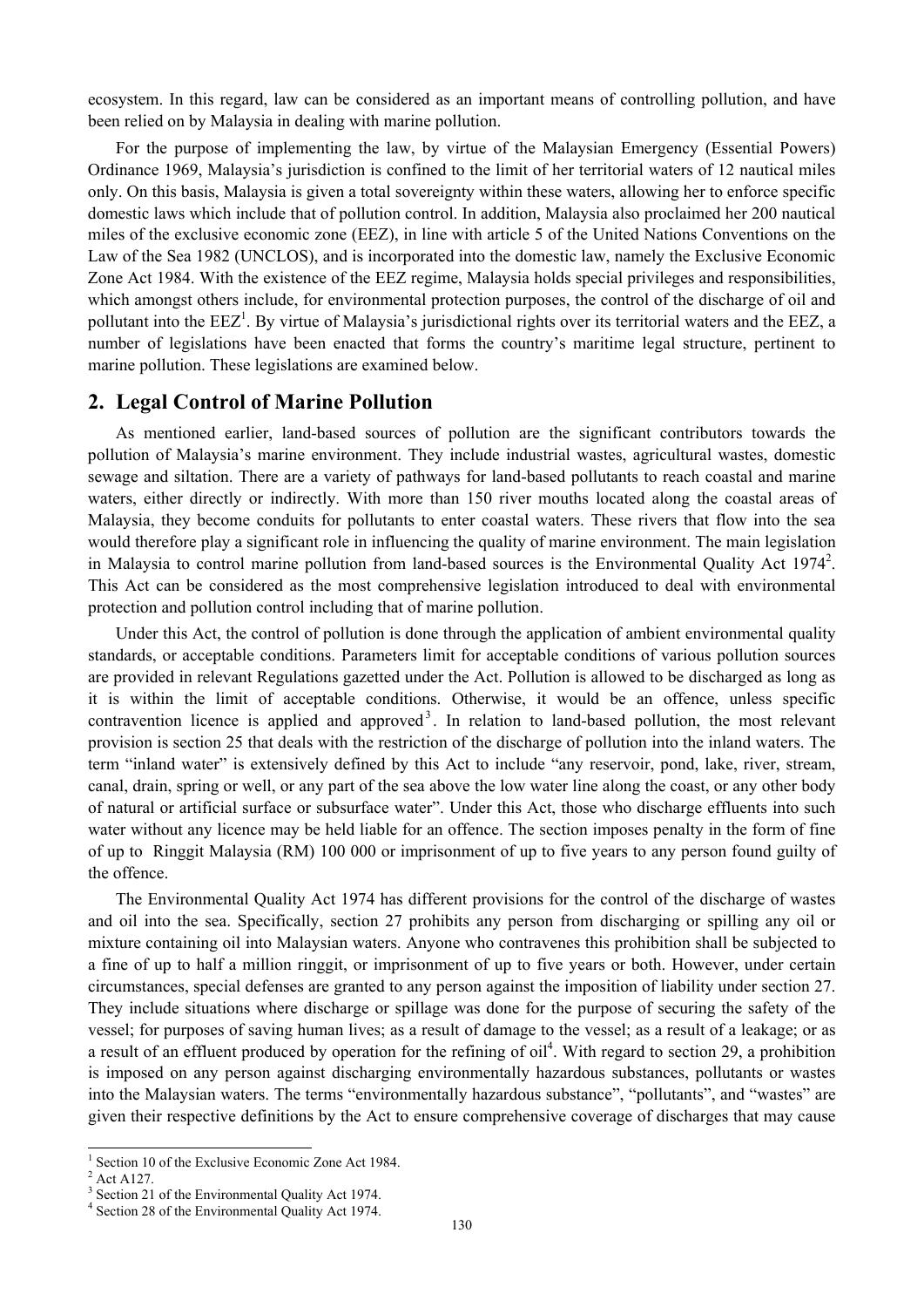ecosystem. In this regard, law can be considered as an important means of controlling pollution, and have been relied on by Malaysia in dealing with marine pollution.

For the purpose of implementing the law, by virtue of the Malaysian Emergency (Essential Powers) Ordinance 1969, Malaysia's jurisdiction is confined to the limit of her territorial waters of 12 nautical miles only. On this basis, Malaysia is given a total sovereignty within these waters, allowing her to enforce specific domestic laws which include that of pollution control. In addition, Malaysia also proclaimed her 200 nautical miles of the exclusive economic zone (EEZ), in line with article 5 of the United Nations Conventions on the Law of the Sea 1982 (UNCLOS), and is incorporated into the domestic law, namely the Exclusive Economic Zone Act 1984. With the existence of the EEZ regime, Malaysia holds special privileges and responsibilities, which amongst others include, for environmental protection purposes, the control of the discharge of oil and pollutant into the EEZ[1]. By virtue of Malaysia's jurisdictional rights over its territorial waters and the EEZ, a number of legislations have been enacted that forms the country's maritime legal structure, pertinent to marine pollution. These legislations are examined below.

## 2. Legal Control of Marine Pollution

As mentioned earlier, land-based sources of pollution are the significant contributors towards the pollution of Malaysia's marine environment. They include industrial wastes, agricultural wastes, domestic sewage and siltation. There are a variety of pathways for land-based pollutants to reach coastal and marine waters, either directly or indirectly. With more than 150 river mouths located along the coastal areas of Malaysia, they become conduits for pollutants to enter coastal waters. These rivers that flow into the sea would therefore play a significant role in influencing the quality of marine environment. The main legislation in Malaysia to control marine pollution from land-based sources is the Environmental Quality Act 1974[2]. This Act can be considered as the most comprehensive legislation introduced to deal with environmental protection and pollution control including that of marine pollution.

Under this Act, the control of pollution is done through the application of ambient environmental quality standards, or acceptable conditions. Parameters limit for acceptable conditions of various pollution sources are provided in relevant Regulations gazetted under the Act. Pollution is allowed to be discharged as long as it is within the limit of acceptable conditions. Otherwise, it would be an offence, unless specific contravention licence is applied and approved[3]. In relation to land-based pollution, the most relevant provision is section 25 that deals with the restriction of the discharge of pollution into the inland waters. The term "inland water" is extensively defined by this Act to include "any reservoir, pond, lake, river, stream, canal, drain, spring or well, or any part of the sea above the low water line along the coast, or any other body of natural or artificial surface or subsurface water". Under this Act, those who discharge effluents into such water without any licence may be held liable for an offence. The section imposes penalty in the form of fine of up to Ringgit Malaysia (RM) 100 000 or imprisonment of up to five years to any person found guilty of the offence.

The Environmental Quality Act 1974 has different provisions for the control of the discharge of wastes and oil into the sea. Specifically, section 27 prohibits any person from discharging or spilling any oil or mixture containing oil into Malaysian waters. Anyone who contravenes this prohibition shall be subjected to a fine of up to half a million ringgit, or imprisonment of up to five years or both. However, under certain circumstances, special defenses are granted to any person against the imposition of liability under section 27. They include situations where discharge or spillage was done for the purpose of securing the safety of the vessel; for purposes of saving human lives; as a result of damage to the vessel; as a result of a leakage; or as a result of an effluent produced by operation for the refining of oil[4]. With regard to section 29, a prohibition is imposed on any person against discharging environmentally hazardous substances, pollutants or wastes into the Malaysian waters. The terms "environmentally hazardous substance", "pollutants", and "wastes" are given their respective definitions by the Act to ensure comprehensive coverage of discharges that may cause

[1] Section 10 of the Exclusive Economic Zone Act 1984.
[2] Act A127.
[3] Section 21 of the Environmental Quality Act 1974.
[4] Section 28 of the Environmental Quality Act 1974.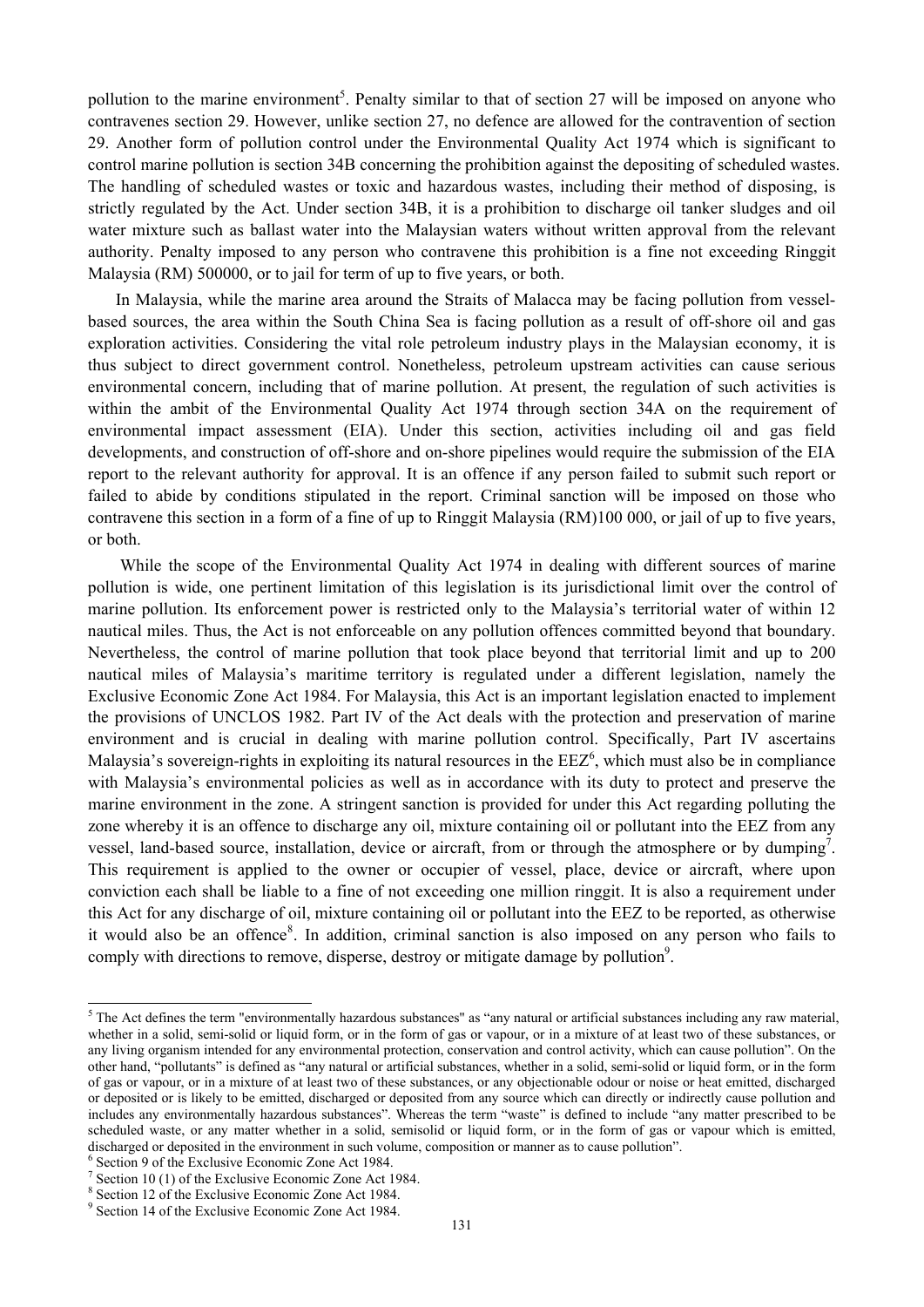pollution to the marine environment[5]. Penalty similar to that of section 27 will be imposed on anyone who contravenes section 29. However, unlike section 27, no defence are allowed for the contravention of section 29. Another form of pollution control under the Environmental Quality Act 1974 which is significant to control marine pollution is section 34B concerning the prohibition against the depositing of scheduled wastes. The handling of scheduled wastes or toxic and hazardous wastes, including their method of disposing, is strictly regulated by the Act. Under section 34B, it is a prohibition to discharge oil tanker sludges and oil water mixture such as ballast water into the Malaysian waters without written approval from the relevant authority. Penalty imposed to any person who contravene this prohibition is a fine not exceeding Ringgit Malaysia (RM) 500000, or to jail for term of up to five years, or both.

In Malaysia, while the marine area around the Straits of Malacca may be facing pollution from vessel-based sources, the area within the South China Sea is facing pollution as a result of off-shore oil and gas exploration activities. Considering the vital role petroleum industry plays in the Malaysian economy, it is thus subject to direct government control. Nonetheless, petroleum upstream activities can cause serious environmental concern, including that of marine pollution. At present, the regulation of such activities is within the ambit of the Environmental Quality Act 1974 through section 34A on the requirement of environmental impact assessment (EIA). Under this section, activities including oil and gas field developments, and construction of off-shore and on-shore pipelines would require the submission of the EIA report to the relevant authority for approval. It is an offence if any person failed to submit such report or failed to abide by conditions stipulated in the report. Criminal sanction will be imposed on those who contravene this section in a form of a fine of up to Ringgit Malaysia (RM)100 000, or jail of up to five years, or both.

While the scope of the Environmental Quality Act 1974 in dealing with different sources of marine pollution is wide, one pertinent limitation of this legislation is its jurisdictional limit over the control of marine pollution. Its enforcement power is restricted only to the Malaysia's territorial water of within 12 nautical miles. Thus, the Act is not enforceable on any pollution offences committed beyond that boundary. Nevertheless, the control of marine pollution that took place beyond that territorial limit and up to 200 nautical miles of Malaysia's maritime territory is regulated under a different legislation, namely the Exclusive Economic Zone Act 1984. For Malaysia, this Act is an important legislation enacted to implement the provisions of UNCLOS 1982. Part IV of the Act deals with the protection and preservation of marine environment and is crucial in dealing with marine pollution control. Specifically, Part IV ascertains Malaysia's sovereign-rights in exploiting its natural resources in the EEZ[6], which must also be in compliance with Malaysia's environmental policies as well as in accordance with its duty to protect and preserve the marine environment in the zone. A stringent sanction is provided for under this Act regarding polluting the zone whereby it is an offence to discharge any oil, mixture containing oil or pollutant into the EEZ from any vessel, land-based source, installation, device or aircraft, from or through the atmosphere or by dumping[7]. This requirement is applied to the owner or occupier of vessel, place, device or aircraft, where upon conviction each shall be liable to a fine of not exceeding one million ringgit. It is also a requirement under this Act for any discharge of oil, mixture containing oil or pollutant into the EEZ to be reported, as otherwise it would also be an offence[8]. In addition, criminal sanction is also imposed on any person who fails to comply with directions to remove, disperse, destroy or mitigate damage by pollution[9].

---

[5] The Act defines the term "environmentally hazardous substances" as "any natural or artificial substances including any raw material, whether in a solid, semi-solid or liquid form, or in the form of gas or vapour, or in a mixture of at least two of these substances, or any living organism intended for any environmental protection, conservation and control activity, which can cause pollution". On the other hand, "pollutants" is defined as "any natural or artificial substances, whether in a solid, semi-solid or liquid form, or in the form of gas or vapour, or in a mixture of at least two of these substances, or any objectionable odour or noise or heat emitted, discharged or deposited or is likely to be emitted, discharged or deposited from any source which can directly or indirectly cause pollution and includes any environmentally hazardous substances". Whereas the term "waste" is defined to include "any matter prescribed to be scheduled waste, or any matter whether in a solid, semisolid or liquid form, or in the form of gas or vapour which is emitted, discharged or deposited in the environment in such volume, composition or manner as to cause pollution".

[6] Section 9 of the Exclusive Economic Zone Act 1984.

[7] Section 10 (1) of the Exclusive Economic Zone Act 1984.

[8] Section 12 of the Exclusive Economic Zone Act 1984.

[9] Section 14 of the Exclusive Economic Zone Act 1984.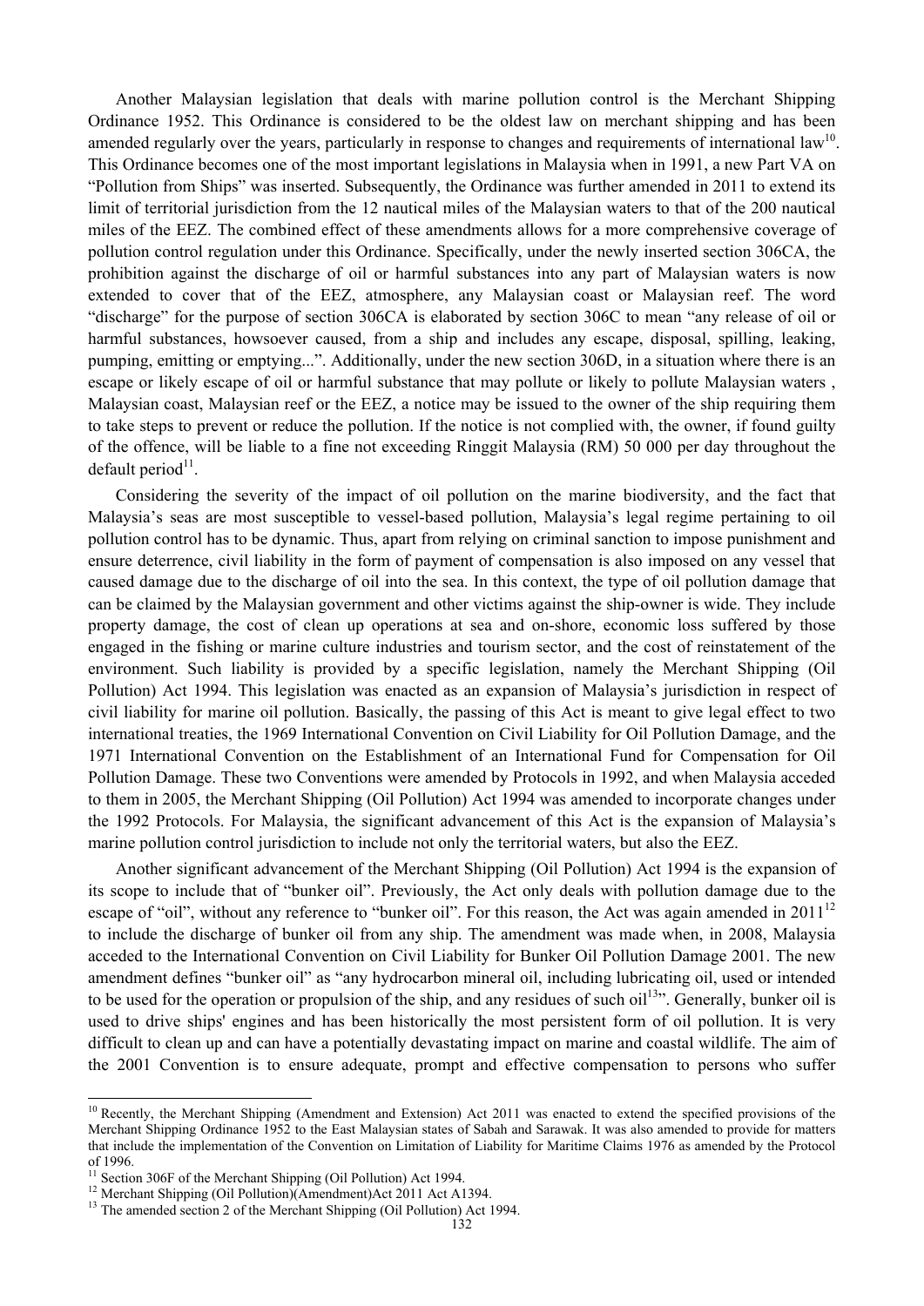Another Malaysian legislation that deals with marine pollution control is the Merchant Shipping Ordinance 1952. This Ordinance is considered to be the oldest law on merchant shipping and has been amended regularly over the years, particularly in response to changes and requirements of international law[10]. This Ordinance becomes one of the most important legislations in Malaysia when in 1991, a new Part VA on "Pollution from Ships" was inserted. Subsequently, the Ordinance was further amended in 2011 to extend its limit of territorial jurisdiction from the 12 nautical miles of the Malaysian waters to that of the 200 nautical miles of the EEZ. The combined effect of these amendments allows for a more comprehensive coverage of pollution control regulation under this Ordinance. Specifically, under the newly inserted section 306CA, the prohibition against the discharge of oil or harmful substances into any part of Malaysian waters is now extended to cover that of the EEZ, atmosphere, any Malaysian coast or Malaysian reef. The word "discharge" for the purpose of section 306CA is elaborated by section 306C to mean "any release of oil or harmful substances, howsoever caused, from a ship and includes any escape, disposal, spilling, leaking, pumping, emitting or emptying...". Additionally, under the new section 306D, in a situation where there is an escape or likely escape of oil or harmful substance that may pollute or likely to pollute Malaysian waters , Malaysian coast, Malaysian reef or the EEZ, a notice may be issued to the owner of the ship requiring them to take steps to prevent or reduce the pollution. If the notice is not complied with, the owner, if found guilty of the offence, will be liable to a fine not exceeding Ringgit Malaysia (RM) 50 000 per day throughout the default period[11].

Considering the severity of the impact of oil pollution on the marine biodiversity, and the fact that Malaysia's seas are most susceptible to vessel-based pollution, Malaysia's legal regime pertaining to oil pollution control has to be dynamic. Thus, apart from relying on criminal sanction to impose punishment and ensure deterrence, civil liability in the form of payment of compensation is also imposed on any vessel that caused damage due to the discharge of oil into the sea. In this context, the type of oil pollution damage that can be claimed by the Malaysian government and other victims against the ship-owner is wide. They include property damage, the cost of clean up operations at sea and on-shore, economic loss suffered by those engaged in the fishing or marine culture industries and tourism sector, and the cost of reinstatement of the environment. Such liability is provided by a specific legislation, namely the Merchant Shipping (Oil Pollution) Act 1994. This legislation was enacted as an expansion of Malaysia's jurisdiction in respect of civil liability for marine oil pollution. Basically, the passing of this Act is meant to give legal effect to two international treaties, the 1969 International Convention on Civil Liability for Oil Pollution Damage, and the 1971 International Convention on the Establishment of an International Fund for Compensation for Oil Pollution Damage. These two Conventions were amended by Protocols in 1992, and when Malaysia acceded to them in 2005, the Merchant Shipping (Oil Pollution) Act 1994 was amended to incorporate changes under the 1992 Protocols. For Malaysia, the significant advancement of this Act is the expansion of Malaysia's marine pollution control jurisdiction to include not only the territorial waters, but also the EEZ.

Another significant advancement of the Merchant Shipping (Oil Pollution) Act 1994 is the expansion of its scope to include that of "bunker oil". Previously, the Act only deals with pollution damage due to the escape of "oil", without any reference to "bunker oil". For this reason, the Act was again amended in 2011[12] to include the discharge of bunker oil from any ship. The amendment was made when, in 2008, Malaysia acceded to the International Convention on Civil Liability for Bunker Oil Pollution Damage 2001. The new amendment defines "bunker oil" as "any hydrocarbon mineral oil, including lubricating oil, used or intended to be used for the operation or propulsion of the ship, and any residues of such oil[13]". Generally, bunker oil is used to drive ships' engines and has been historically the most persistent form of oil pollution. It is very difficult to clean up and can have a potentially devastating impact on marine and coastal wildlife. The aim of the 2001 Convention is to ensure adequate, prompt and effective compensation to persons who suffer

---

[10] Recently, the Merchant Shipping (Amendment and Extension) Act 2011 was enacted to extend the specified provisions of the Merchant Shipping Ordinance 1952 to the East Malaysian states of Sabah and Sarawak. It was also amended to provide for matters that include the implementation of the Convention on Limitation of Liability for Maritime Claims 1976 as amended by the Protocol of 1996.

[11] Section 306F of the Merchant Shipping (Oil Pollution) Act 1994.

[12] Merchant Shipping (Oil Pollution)(Amendment)Act 2011 Act A1394.

[13] The amended section 2 of the Merchant Shipping (Oil Pollution) Act 1994.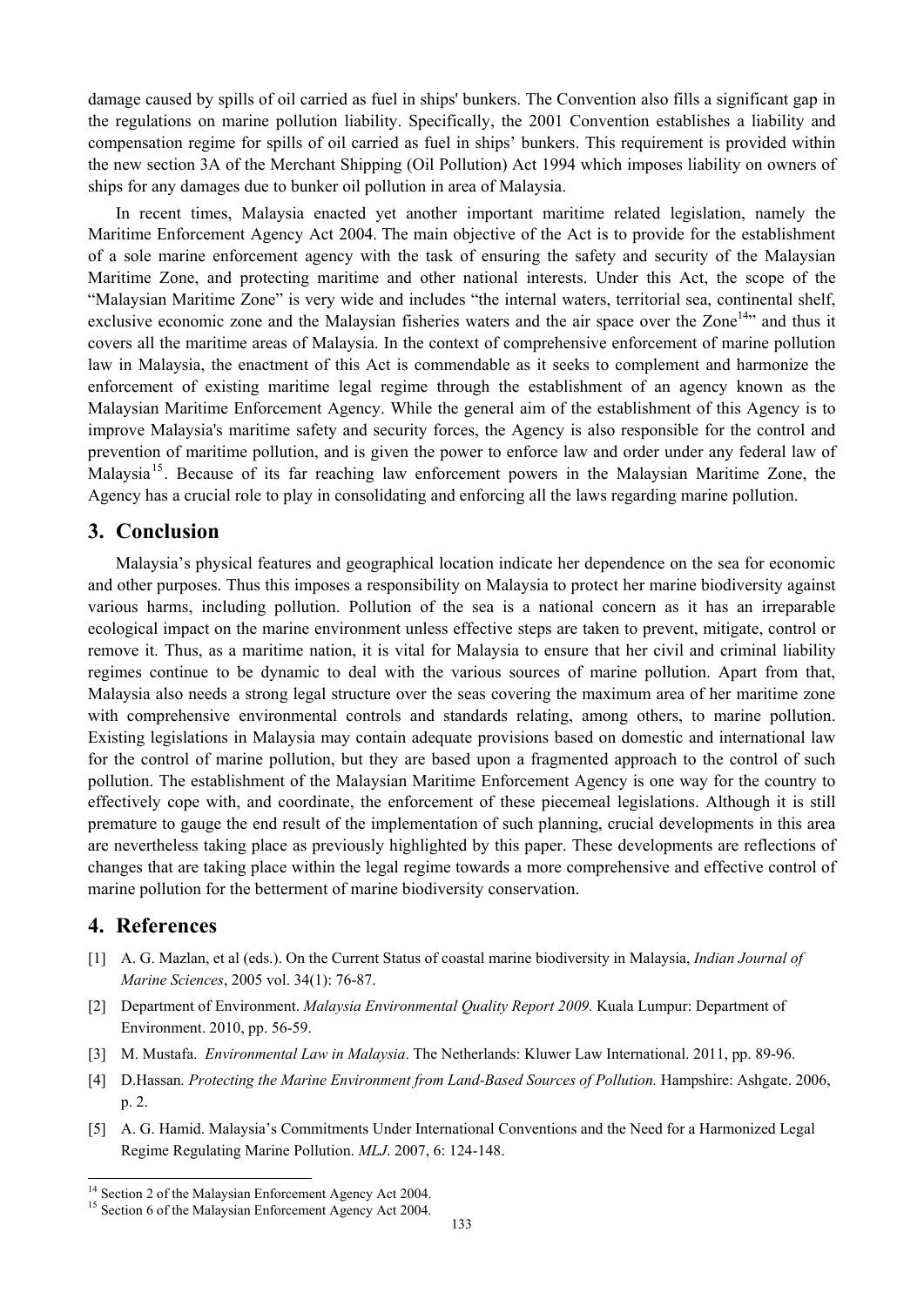damage caused by spills of oil carried as fuel in ships' bunkers. The Convention also fills a significant gap in the regulations on marine pollution liability. Specifically, the 2001 Convention establishes a liability and compensation regime for spills of oil carried as fuel in ships' bunkers. This requirement is provided within the new section 3A of the Merchant Shipping (Oil Pollution) Act 1994 which imposes liability on owners of ships for any damages due to bunker oil pollution in area of Malaysia.

In recent times, Malaysia enacted yet another important maritime related legislation, namely the Maritime Enforcement Agency Act 2004. The main objective of the Act is to provide for the establishment of a sole marine enforcement agency with the task of ensuring the safety and security of the Malaysian Maritime Zone, and protecting maritime and other national interests. Under this Act, the scope of the "Malaysian Maritime Zone" is very wide and includes "the internal waters, territorial sea, continental shelf, exclusive economic zone and the Malaysian fisheries waters and the air space over the Zone[14]" and thus it covers all the maritime areas of Malaysia. In the context of comprehensive enforcement of marine pollution law in Malaysia, the enactment of this Act is commendable as it seeks to complement and harmonize the enforcement of existing maritime legal regime through the establishment of an agency known as the Malaysian Maritime Enforcement Agency. While the general aim of the establishment of this Agency is to improve Malaysia's maritime safety and security forces, the Agency is also responsible for the control and prevention of maritime pollution, and is given the power to enforce law and order under any federal law of Malaysia[15]. Because of its far reaching law enforcement powers in the Malaysian Maritime Zone, the Agency has a crucial role to play in consolidating and enforcing all the laws regarding marine pollution.

## 3. Conclusion

Malaysia's physical features and geographical location indicate her dependence on the sea for economic and other purposes. Thus this imposes a responsibility on Malaysia to protect her marine biodiversity against various harms, including pollution. Pollution of the sea is a national concern as it has an irreparable ecological impact on the marine environment unless effective steps are taken to prevent, mitigate, control or remove it. Thus, as a maritime nation, it is vital for Malaysia to ensure that her civil and criminal liability regimes continue to be dynamic to deal with the various sources of marine pollution. Apart from that, Malaysia also needs a strong legal structure over the seas covering the maximum area of her maritime zone with comprehensive environmental controls and standards relating, among others, to marine pollution. Existing legislations in Malaysia may contain adequate provisions based on domestic and international law for the control of marine pollution, but they are based upon a fragmented approach to the control of such pollution. The establishment of the Malaysian Maritime Enforcement Agency is one way for the country to effectively cope with, and coordinate, the enforcement of these piecemeal legislations. Although it is still premature to gauge the end result of the implementation of such planning, crucial developments in this area are nevertheless taking place as previously highlighted by this paper. These developments are reflections of changes that are taking place within the legal regime towards a more comprehensive and effective control of marine pollution for the betterment of marine biodiversity conservation.

## 4. References

[1] A. G. Mazlan, et al (eds.). On the Current Status of coastal marine biodiversity in Malaysia, *Indian Journal of Marine Sciences*, 2005 vol. 34(1): 76-87.

[2] Department of Environment. *Malaysia Environmental Quality Report 2009.* Kuala Lumpur: Department of Environment. 2010, pp. 56-59.

[3] M. Mustafa. *Environmental Law in Malaysia*. The Netherlands: Kluwer Law International. 2011, pp. 89-96.

[4] D.Hassan*. Protecting the Marine Environment from Land-Based Sources of Pollution.* Hampshire: Ashgate. 2006, p. 2.

[5] A. G. Hamid. Malaysia's Commitments Under International Conventions and the Need for a Harmonized Legal Regime Regulating Marine Pollution. *MLJ*. 2007, 6: 124-148.

---

[14] Section 2 of the Malaysian Enforcement Agency Act 2004.

[15] Section 6 of the Malaysian Enforcement Agency Act 2004.